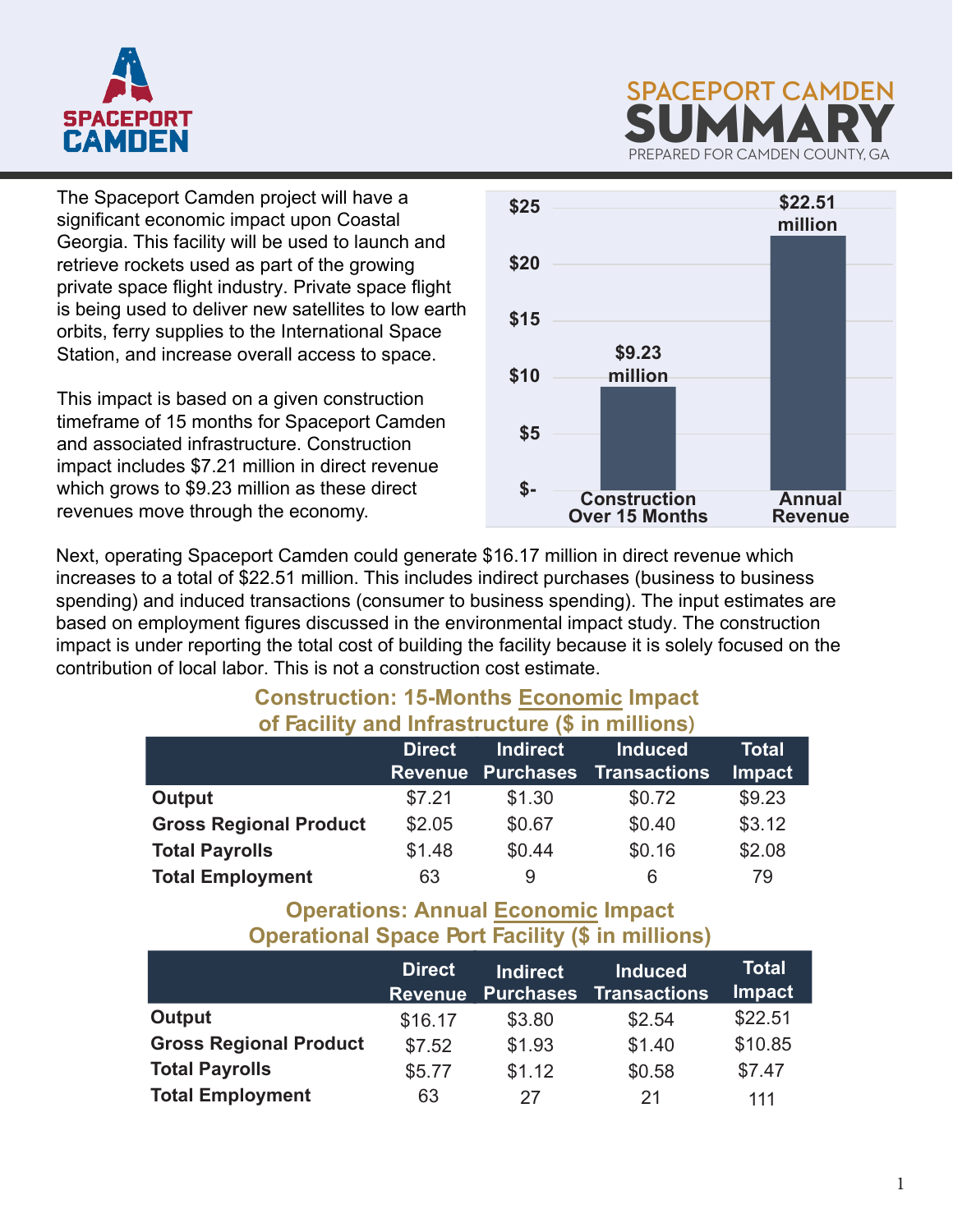SPACEPORT CAMDEN

# SPACEPORT CAMDEN SUMMARY

PREPARED FOR CAMDEN COUNTY, GA

The Spaceport Camden project will have a significant economic impact upon Coastal Georgia. This facility will be used to launch and retrieve rockets used as part of the growing private space flight industry. Private space flight is being used to deliver new satellites to low earth orbits, ferry supplies to the International Space Station, and increase overall access to space.

This impact is based on a given construction timeframe of 15 months for Spaceport Camden and associated infrastructure. Construction impact includes $7.21 million in direct revenue which grows to $9.23 million as these direct revenues move through the economy.

| | Value |
|---|---|
| Construction Over 15 Months | $9.23 million |
| Annual Revenue | $22.51 million |

Next, operating Spaceport Camden could generate $16.17 million in direct revenue which increases to a total of $22.51 million. This includes indirect purchases (business to business spending) and induced transactions (consumer to business spending). The input estimates are based on employment figures discussed in the environmental impact study. The construction impact is under reporting the total cost of building the facility because it is solely focused on the contribution of local labor. This is not a construction cost estimate.

### Construction: 15-Months Economic Impact of Facility and Infrastructure ($ in millions)

| | Direct Revenue | Indirect Purchases | Induced Transactions | Total Impact |
|---|---|---|---|---|
| **Output** | $7.21 | $1.30 | $0.72 | $9.23 |
| **Gross Regional Product** | $2.05 | $0.67 | $0.40 | $3.12 |
| **Total Payrolls** | $1.48 | $0.44 | $0.16 | $2.08 |
| **Total Employment** | 63 | 9 | 6 | 79 |

### Operations: Annual Economic Impact Operational Space Port Facility ($ in millions)

| | Direct Revenue | Indirect Purchases | Induced Transactions | Total Impact |
|---|---|---|---|---|
| **Output** | $16.17 | $3.80 | $2.54 | $22.51 |
| **Gross Regional Product** | $7.52 | $1.93 | $1.40 | $10.85 |
| **Total Payrolls** | $5.77 | $1.12 | $0.58 | $7.47 |
| **Total Employment** | 63 | 27 | 21 | 111 |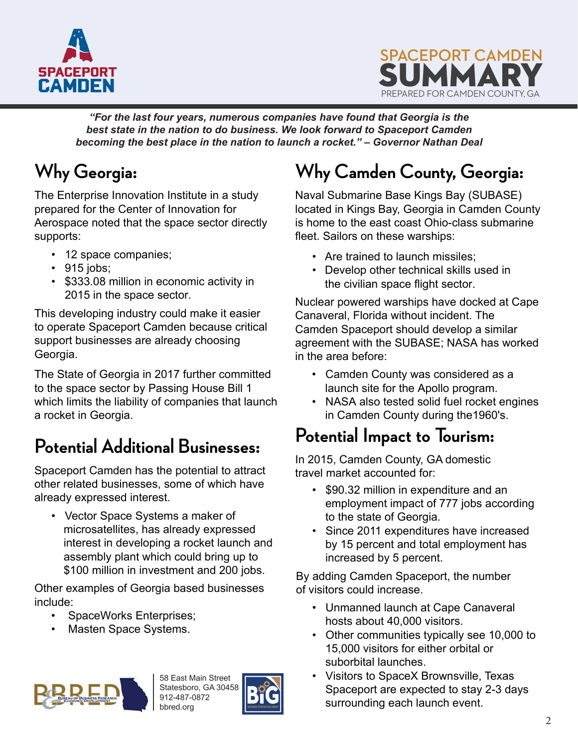# SPACEPORT CAMDEN SUMMARY

PREPARED FOR CAMDEN COUNTY, GA

***"For the last four years, numerous companies have found that Georgia is the best state in the nation to do business. We look forward to Spaceport Camden becoming the best place in the nation to launch a rocket." – Governor Nathan Deal***

## Why Georgia:

The Enterprise Innovation Institute in a study prepared for the Center of Innovation for Aerospace noted that the space sector directly supports:

- 12 space companies;
- 915 jobs;
- $333.08 million in economic activity in 2015 in the space sector.

This developing industry could make it easier to operate Spaceport Camden because critical support businesses are already choosing Georgia.

The State of Georgia in 2017 further committed to the space sector by Passing House Bill 1 which limits the liability of companies that launch a rocket in Georgia.

## Potential Additional Businesses:

Spaceport Camden has the potential to attract other related businesses, some of which have already expressed interest.

- Vector Space Systems a maker of microsatellites, has already expressed interest in developing a rocket launch and assembly plant which could bring up to $100 million in investment and 200 jobs.

Other examples of Georgia based businesses include:

- SpaceWorks Enterprises;
- Masten Space Systems.

## Why Camden County, Georgia:

Naval Submarine Base Kings Bay (SUBASE) located in Kings Bay, Georgia in Camden County is home to the east coast Ohio-class submarine fleet. Sailors on these warships:

- Are trained to launch missiles;
- Develop other technical skills used in the civilian space flight sector.

Nuclear powered warships have docked at Cape Canaveral, Florida without incident. The Camden Spaceport should develop a similar agreement with the SUBASE; NASA has worked in the area before:

- Camden County was considered as a launch site for the Apollo program.
- NASA also tested solid fuel rocket engines in Camden County during the1960's.

## Potential Impact to Tourism:

In 2015, Camden County, GA domestic travel market accounted for:

- $90.32 million in expenditure and an employment impact of 777 jobs according to the state of Georgia.
- Since 2011 expenditures have increased by 15 percent and total employment has increased by 5 percent.

By adding Camden Spaceport, the number of visitors could increase.

- Unmanned launch at Cape Canaveral hosts about 40,000 visitors.
- Other communities typically see 10,000 to 15,000 visitors for either orbital or suborbital launches.
- Visitors to SpaceX Brownsville, Texas Spaceport are expected to stay 2-3 days surrounding each launch event.

BBRED Bureau of Business Research & Economic Development
58 East Main Street
Statesboro, GA 30458
912-487-0872
bbred.org